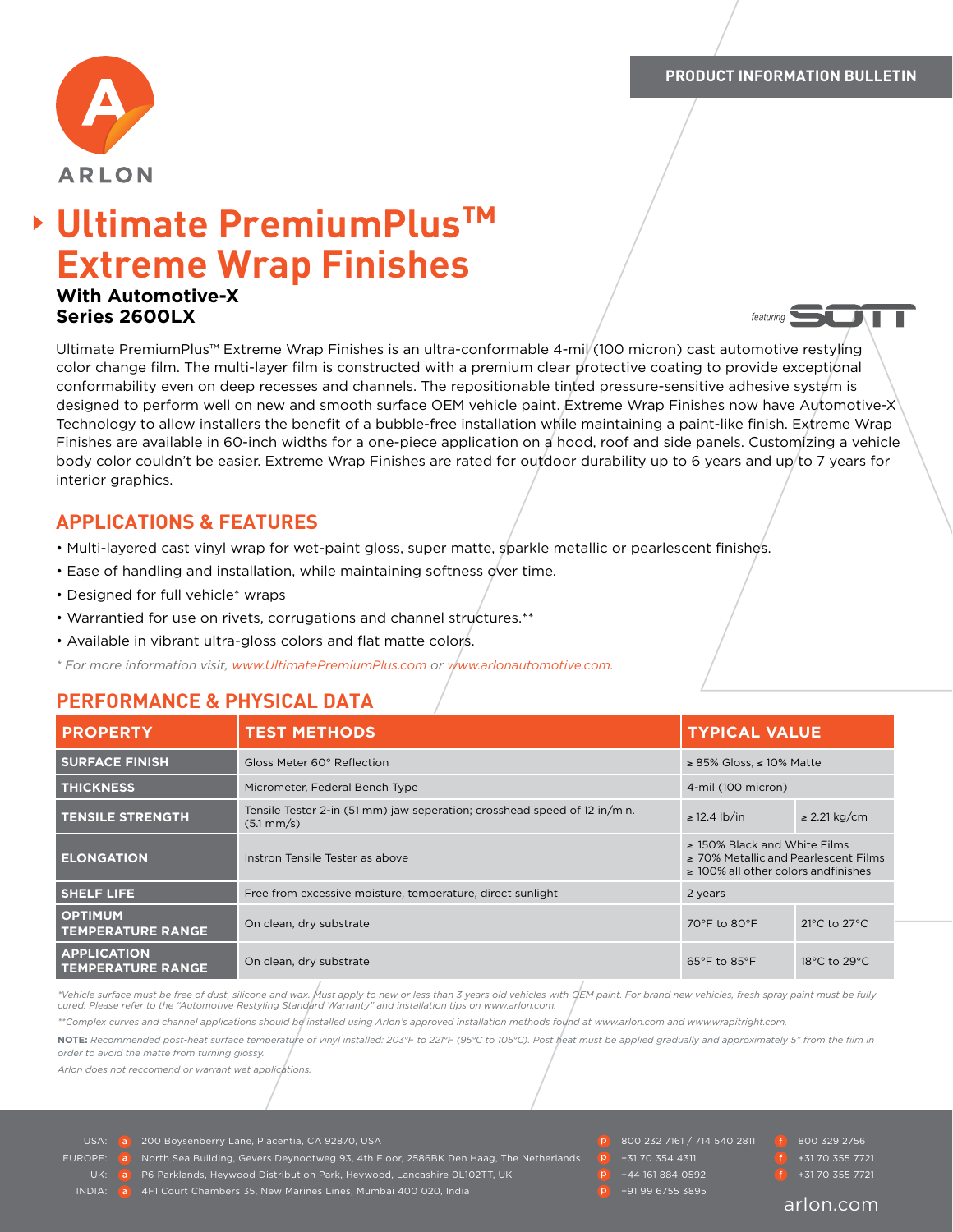ARLON

PRODUCT INFORMATION BULLETIN

# Ultimate PremiumPlus™ Extreme Wrap Finishes

**With Automotive-X**
**Series 2600LX**

featuring SOTT

Ultimate PremiumPlus™ Extreme Wrap Finishes is an ultra-conformable 4-mil (100 micron) cast automotive restyling color change film. The multi-layer film is constructed with a premium clear protective coating to provide exceptional conformability even on deep recesses and channels. The repositionable tinted pressure-sensitive adhesive system is designed to perform well on new and smooth surface OEM vehicle paint. Extreme Wrap Finishes now have Automotive-X Technology to allow installers the benefit of a bubble-free installation while maintaining a paint-like finish. Extreme Wrap Finishes are available in 60-inch widths for a one-piece application on a hood, roof and side panels. Customizing a vehicle body color couldn't be easier. Extreme Wrap Finishes are rated for outdoor durability up to 6 years and up to 7 years for interior graphics.

## APPLICATIONS & FEATURES

- Multi-layered cast vinyl wrap for wet-paint gloss, super matte, sparkle metallic or pearlescent finishes.
- Ease of handling and installation, while maintaining softness over time.
- Designed for full vehicle* wraps
- Warrantied for use on rivets, corrugations and channel structures.**
- Available in vibrant ultra-gloss colors and flat matte colors.

*\* For more information visit, www.UltimatePremiumPlus.com or www.arlonautomotive.com.*

## PERFORMANCE & PHYSICAL DATA

| PROPERTY | TEST METHODS | TYPICAL VALUE | |
|---|---|---|---|
| SURFACE FINISH | Gloss Meter 60° Reflection | ≥ 85% Gloss, ≤ 10% Matte | |
| THICKNESS | Micrometer, Federal Bench Type | 4-mil (100 micron) | |
| TENSILE STRENGTH | Tensile Tester 2-in (51 mm) jaw seperation; crosshead speed of 12 in/min. (5.1 mm/s) | ≥ 12.4 lb/in | ≥ 2.21 kg/cm |
| ELONGATION | Instron Tensile Tester as above | ≥ 150% Black and White Films<br>≥ 70% Metallic and Pearlescent Films<br>≥ 100% all other colors andfinishes | |
| SHELF LIFE | Free from excessive moisture, temperature, direct sunlight | 2 years | |
| OPTIMUM TEMPERATURE RANGE | On clean, dry substrate | 70°F to 80°F | 21°C to 27°C |
| APPLICATION TEMPERATURE RANGE | On clean, dry substrate | 65°F to 85°F | 18°C to 29°C |

*\*Vehicle surface must be free of dust, silicone and wax. Must apply to new or less than 3 years old vehicles with OEM paint. For brand new vehicles, fresh spray paint must be fully cured. Please refer to the "Automotive Restyling Standard Warranty" and installation tips on www.arlon.com.*

*\*\*Complex curves and channel applications should be installed using Arlon's approved installation methods found at www.arlon.com and www.wrapitright.com.*

**NOTE:** *Recommended post-heat surface temperature of vinyl installed: 203°F to 221°F (95°C to 105°C). Post heat must be applied gradually and approximately 5" from the film in order to avoid the matte from turning glossy.*

*Arlon does not reccomend or warrant wet applications.*

USA: a 200 Boysenberry Lane, Placentia, CA 92870, USA — p 800 232 7161 / 714 540 2811 — f 800 329 2756
EUROPE: a North Sea Building, Gevers Deynootweg 93, 4th Floor, 2586BK Den Haag, The Netherlands — p +31 70 354 4311 — f +31 70 355 7721
UK: a P6 Parklands, Heywood Distribution Park, Heywood, Lancashire OL102TT, UK — p +44 161 884 0592 — f +31 70 355 7721
INDIA: a 4F1 Court Chambers 35, New Marines Lines, Mumbai 400 020, India — p +91 99 6755 3895

arlon.com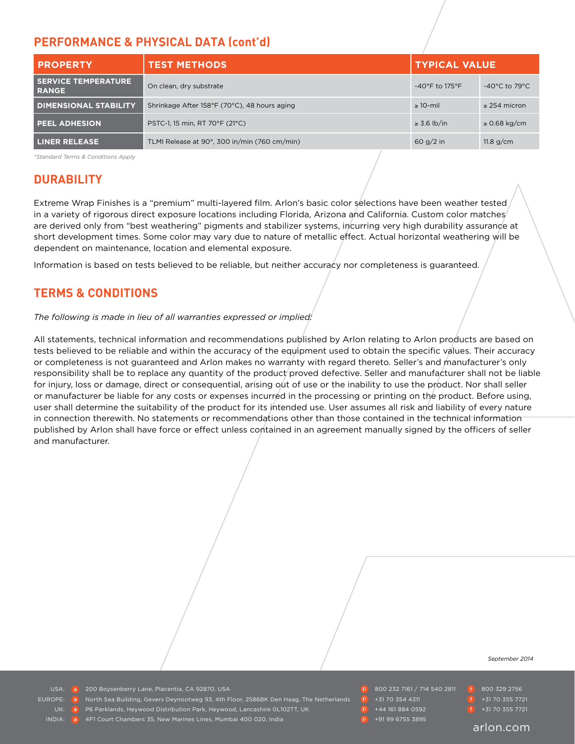## PERFORMANCE & PHYSICAL DATA (cont'd)

| PROPERTY | TEST METHODS | TYPICAL VALUE | |
|---|---|---|---|
| SERVICE TEMPERATURE RANGE | On clean, dry substrate | -40°F to 175°F | -40°C to 79°C |
| DIMENSIONAL STABILITY | Shrinkage After 158°F (70°C), 48 hours aging | ≥ 10-mil | ≥ 254 micron |
| PEEL ADHESION | PSTC-1, 15 min, RT 70°F (21°C) | ≥ 3.6 lb/in | ≥ 0.68 kg/cm |
| LINER RELEASE | TLMI Release at 90°, 300 in/min (760 cm/min) | 60 g/2 in | 11.8 g/cm |

*Standard Terms & Conditions Apply*

## DURABILITY

Extreme Wrap Finishes is a "premium" multi-layered film. Arlon's basic color selections have been weather tested in a variety of rigorous direct exposure locations including Florida, Arizona and California. Custom color matches are derived only from "best weathering" pigments and stabilizer systems, incurring very high durability assurance at short development times. Some color may vary due to nature of metallic effect. Actual horizontal weathering will be dependent on maintenance, location and elemental exposure.

Information is based on tests believed to be reliable, but neither accuracy nor completeness is guaranteed.

## TERMS & CONDITIONS

*The following is made in lieu of all warranties expressed or implied:*

All statements, technical information and recommendations published by Arlon relating to Arlon products are based on tests believed to be reliable and within the accuracy of the equipment used to obtain the specific values. Their accuracy or completeness is not guaranteed and Arlon makes no warranty with regard thereto. Seller's and manufacturer's only responsibility shall be to replace any quantity of the product proved defective. Seller and manufacturer shall not be liable for injury, loss or damage, direct or consequential, arising out of use or the inability to use the product. Nor shall seller or manufacturer be liable for any costs or expenses incurred in the processing or printing on the product. Before using, user shall determine the suitability of the product for its intended use. User assumes all risk and liability of every nature in connection therewith. No statements or recommendations other than those contained in the technical information published by Arlon shall have force or effect unless contained in an agreement manually signed by the officers of seller and manufacturer.

September 2014

USA: a 200 Boysenberry Lane, Placentia, CA 92870, USA — p 800 232 7161 / 714 540 2811 — f 800 329 2756

EUROPE: a North Sea Building, Gevers Deynootweg 93, 4th Floor, 2586BK Den Haag, The Netherlands — p +31 70 354 4311 — f +31 70 355 7721

UK: a P6 Parklands, Heywood Distribution Park, Heywood, Lancashire OL102TT, UK — p +44 161 884 0592 — f +31 70 355 7721

INDIA: a 4F1 Court Chambers 35, New Marines Lines, Mumbai 400 020, India — p +91 99 6755 3895

arlon.com